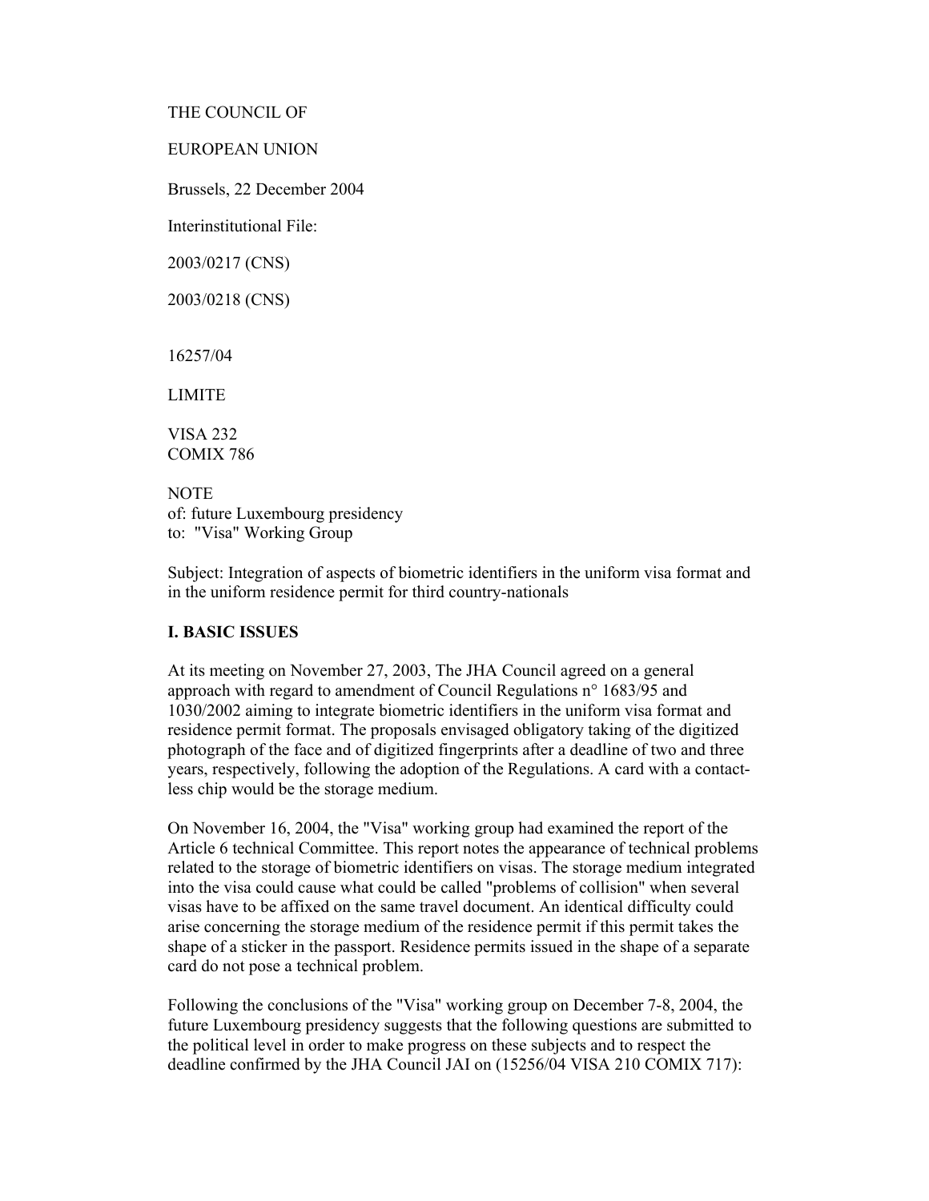THE COUNCIL OF

EUROPEAN UNION

Brussels, 22 December 2004

Interinstitutional File:

2003/0217 (CNS)

2003/0218 (CNS)

16257/04

LIMITE

VISA 232
COMIX 786

NOTE
of: future Luxembourg presidency
to: "Visa" Working Group

Subject: Integration of aspects of biometric identifiers in the uniform visa format and in the uniform residence permit for third country-nationals

**I. BASIC ISSUES**

At its meeting on November 27, 2003, The JHA Council agreed on a general approach with regard to amendment of Council Regulations n° 1683/95 and 1030/2002 aiming to integrate biometric identifiers in the uniform visa format and residence permit format. The proposals envisaged obligatory taking of the digitized photograph of the face and of digitized fingerprints after a deadline of two and three years, respectively, following the adoption of the Regulations. A card with a contact-less chip would be the storage medium.

On November 16, 2004, the "Visa" working group had examined the report of the Article 6 technical Committee. This report notes the appearance of technical problems related to the storage of biometric identifiers on visas. The storage medium integrated into the visa could cause what could be called "problems of collision" when several visas have to be affixed on the same travel document. An identical difficulty could arise concerning the storage medium of the residence permit if this permit takes the shape of a sticker in the passport. Residence permits issued in the shape of a separate card do not pose a technical problem.

Following the conclusions of the "Visa" working group on December 7-8, 2004, the future Luxembourg presidency suggests that the following questions are submitted to the political level in order to make progress on these subjects and to respect the deadline confirmed by the JHA Council JAI on (15256/04 VISA 210 COMIX 717):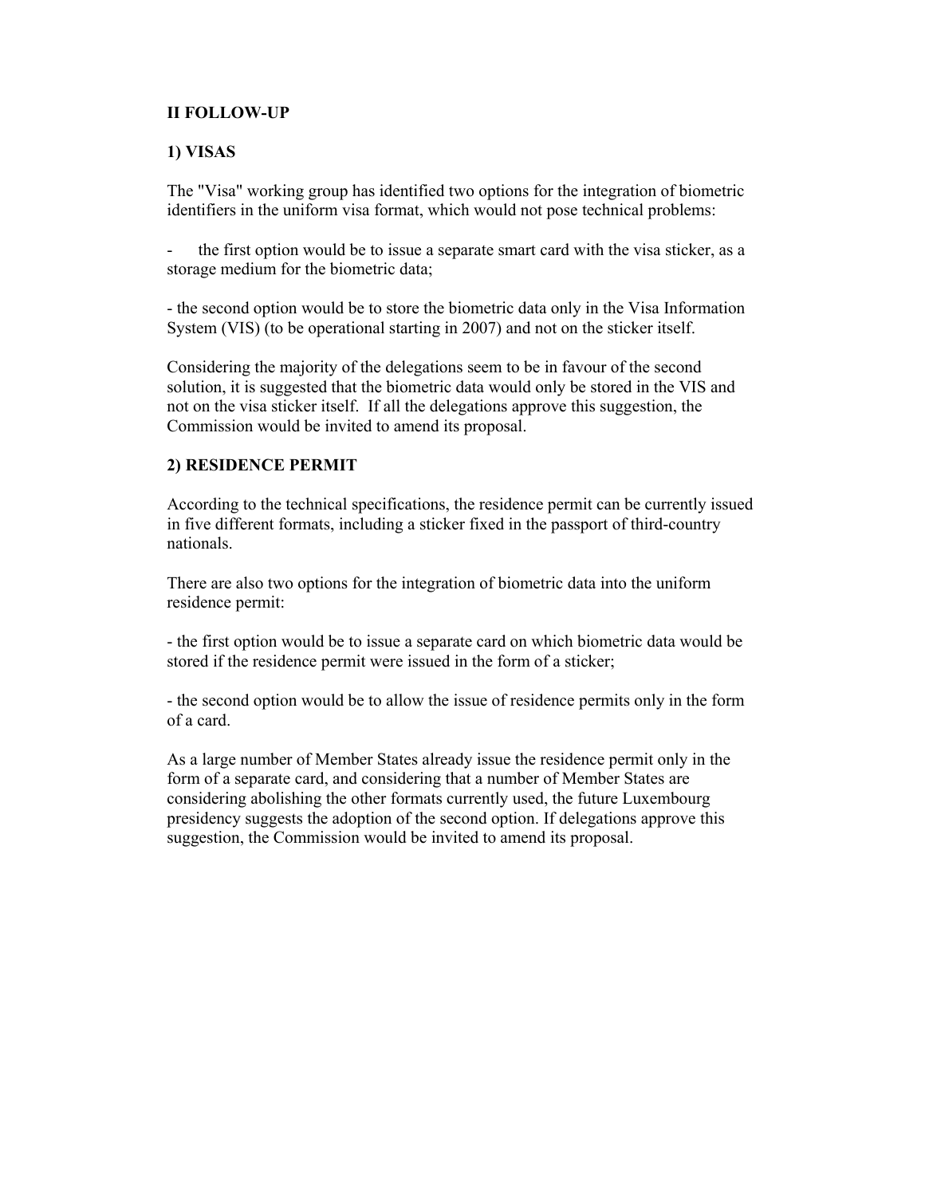## II FOLLOW-UP

### 1) VISAS

The "Visa" working group has identified two options for the integration of biometric identifiers in the uniform visa format, which would not pose technical problems:

- the first option would be to issue a separate smart card with the visa sticker, as a storage medium for the biometric data;

- the second option would be to store the biometric data only in the Visa Information System (VIS) (to be operational starting in 2007) and not on the sticker itself.

Considering the majority of the delegations seem to be in favour of the second solution, it is suggested that the biometric data would only be stored in the VIS and not on the visa sticker itself. If all the delegations approve this suggestion, the Commission would be invited to amend its proposal.

### 2) RESIDENCE PERMIT

According to the technical specifications, the residence permit can be currently issued in five different formats, including a sticker fixed in the passport of third-country nationals.

There are also two options for the integration of biometric data into the uniform residence permit:

- the first option would be to issue a separate card on which biometric data would be stored if the residence permit were issued in the form of a sticker;

- the second option would be to allow the issue of residence permits only in the form of a card.

As a large number of Member States already issue the residence permit only in the form of a separate card, and considering that a number of Member States are considering abolishing the other formats currently used, the future Luxembourg presidency suggests the adoption of the second option. If delegations approve this suggestion, the Commission would be invited to amend its proposal.